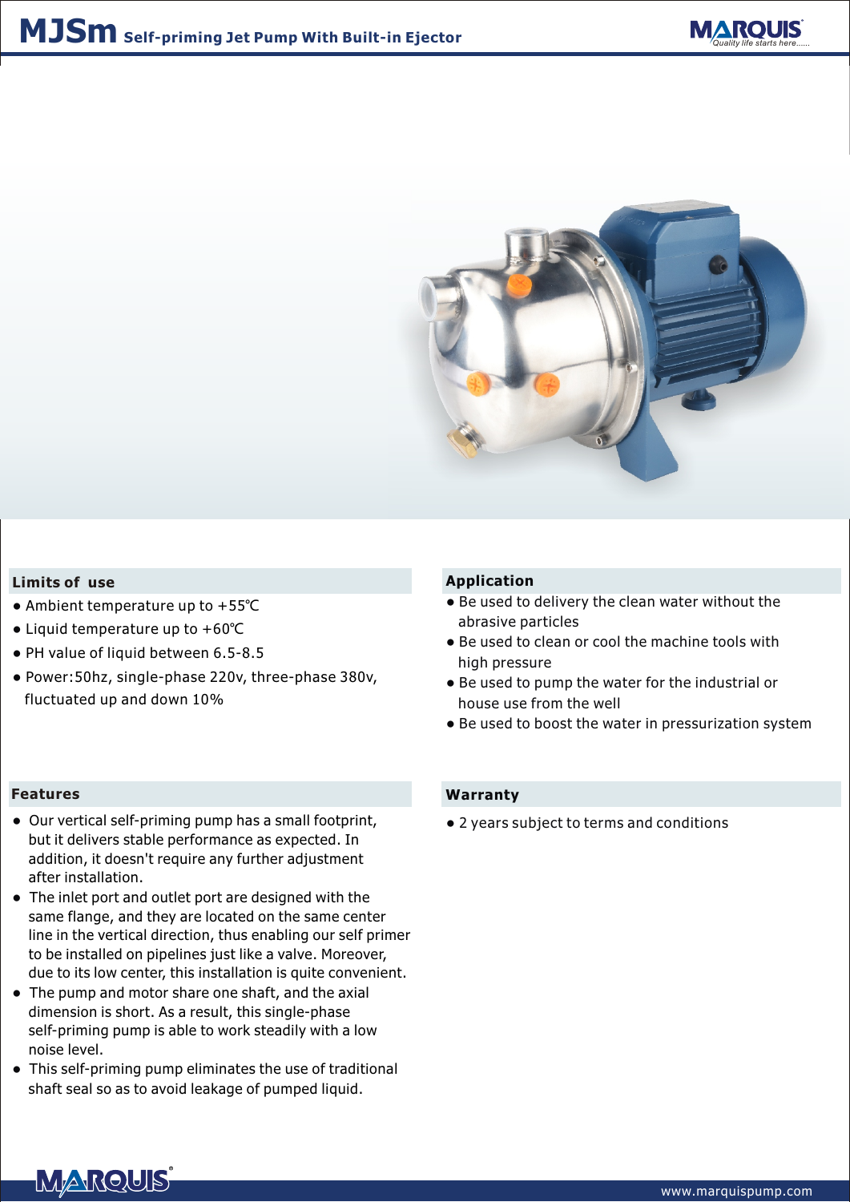# MJSm Self-priming Jet Pump With Built-in Ejector

## Limits of use

- Ambient temperature up to +55℃
- Liquid temperature up to +60℃
- PH value of liquid between 6.5-8.5
- Power:50hz, single-phase 220v, three-phase 380v, fluctuated up and down 10%

## Application

- Be used to delivery the clean water without the abrasive particles
- Be used to clean or cool the machine tools with high pressure
- Be used to pump the water for the industrial or house use from the well
- Be used to boost the water in pressurization system

## Features

- Our vertical self-priming pump has a small footprint, but it delivers stable performance as expected. In addition, it doesn't require any further adjustment after installation.
- The inlet port and outlet port are designed with the same flange, and they are located on the same center line in the vertical direction, thus enabling our self primer to be installed on pipelines just like a valve. Moreover, due to its low center, this installation is quite convenient.
- The pump and motor share one shaft, and the axial dimension is short. As a result, this single-phase self-priming pump is able to work steadily with a low noise level.
- This self-priming pump eliminates the use of traditional shaft seal so as to avoid leakage of pumped liquid.

## Warranty

- 2 years subject to terms and conditions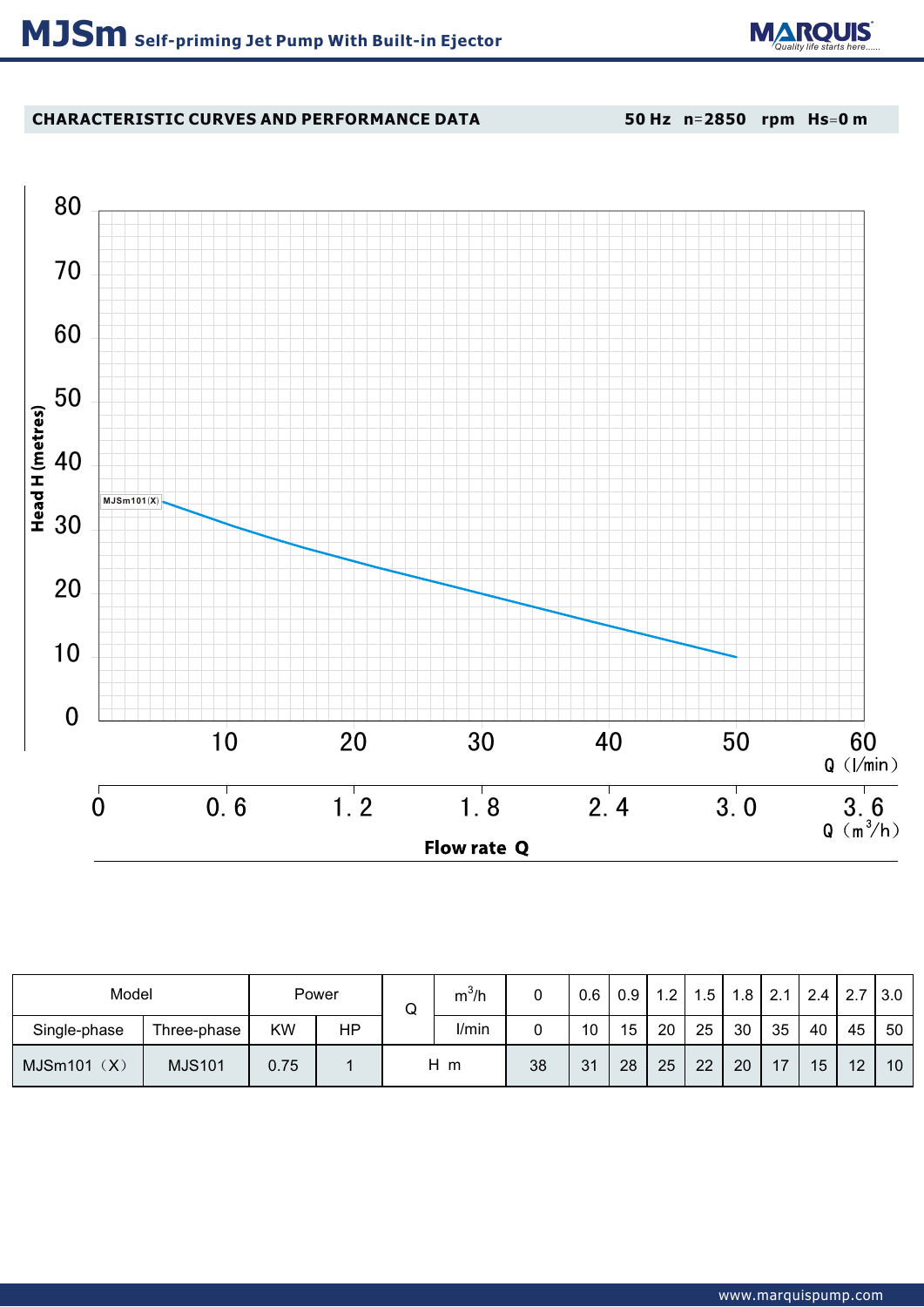# MJSm Self-priming Jet Pump With Built-in Ejector

**CHARACTERISTIC CURVES AND PERFORMANCE DATA** 50 Hz n=2850 rpm Hs=0 m

| Model | | Power | | Q | m³/h | 0 | 0.6 | 0.9 | 1.2 | 1.5 | 1.8 | 2.1 | 2.4 | 2.7 | 3.0 |
|---|---|---|---|---|---|---|---|---|---|---|---|---|---|---|---|
| Single-phase | Three-phase | KW | HP | | l/min | 0 | 10 | 15 | 20 | 25 | 30 | 35 | 40 | 45 | 50 |
| MJSm101（X） | MJS101 | 0.75 | 1 | H m | | 38 | 31 | 28 | 25 | 22 | 20 | 17 | 15 | 12 | 10 |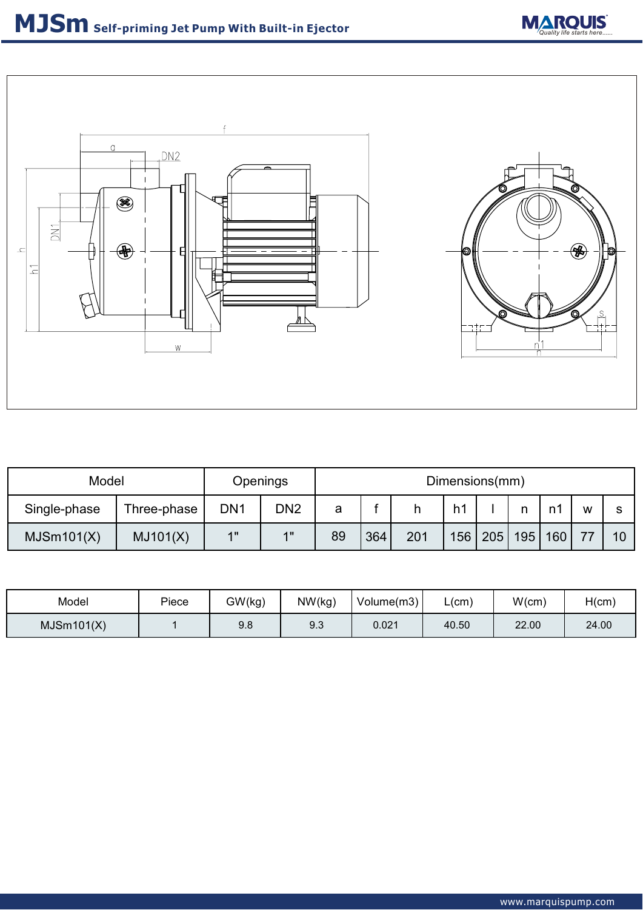# MJSm Self-priming Jet Pump With Built-in Ejector

| Model | | Openings | | Dimensions(mm) | | | | | | | | |
|---|---|---|---|---|---|---|---|---|---|---|---|---|
| Single-phase | Three-phase | DN1 | DN2 | a | f | h | h1 | l | n | n1 | w | s |
| MJSm101(X) | MJ101(X) | 1" | 1" | 89 | 364 | 201 | 156 | 205 | 195 | 160 | 77 | 10 |

| Model | Piece | GW(kg) | NW(kg) | Volume(m3) | L(cm) | W(cm) | H(cm) |
|---|---|---|---|---|---|---|---|
| MJSm101(X) | 1 | 9.8 | 9.3 | 0.021 | 40.50 | 22.00 | 24.00 |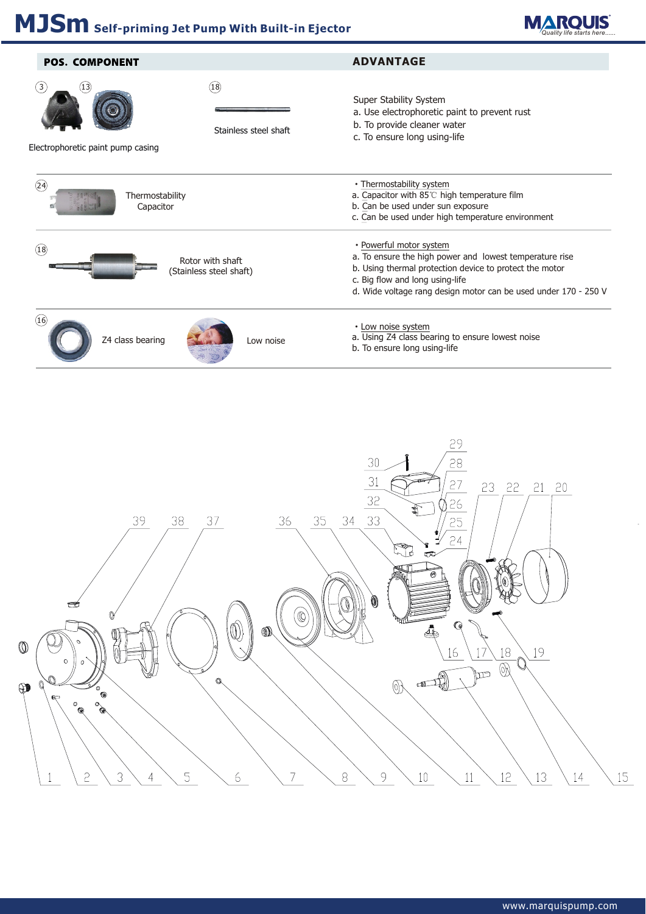# MJSm Self-priming Jet Pump With Built-in Ejector

| POS. COMPONENT | ADVANTAGE |
| --- | --- |
| (3) (13) Electrophoretic paint pump casing; (18) Stainless steel shaft | Super Stability System<br>a. Use electrophoretic paint to prevent rust<br>b. To provide cleaner water<br>c. To ensure long using-life |
| (24) Thermostability Capacitor | • Thermostability system<br>a. Capacitor with 85℃ high temperature film<br>b. Can be used under sun exposure<br>c. Can be used under high temperature environment |
| (18) Rotor with shaft (Stainless steel shaft) | • Powerful motor system<br>a. To ensure the high power and lowest temperature rise<br>b. Using thermal protection device to protect the motor<br>c. Big flow and long using-life<br>d. Wide voltage rang design motor can be used under 170 - 250 V |
| (16) Z4 class bearing; Low noise | • Low noise system<br>a. Using Z4 class bearing to ensure lowest noise<br>b. To ensure long using-life |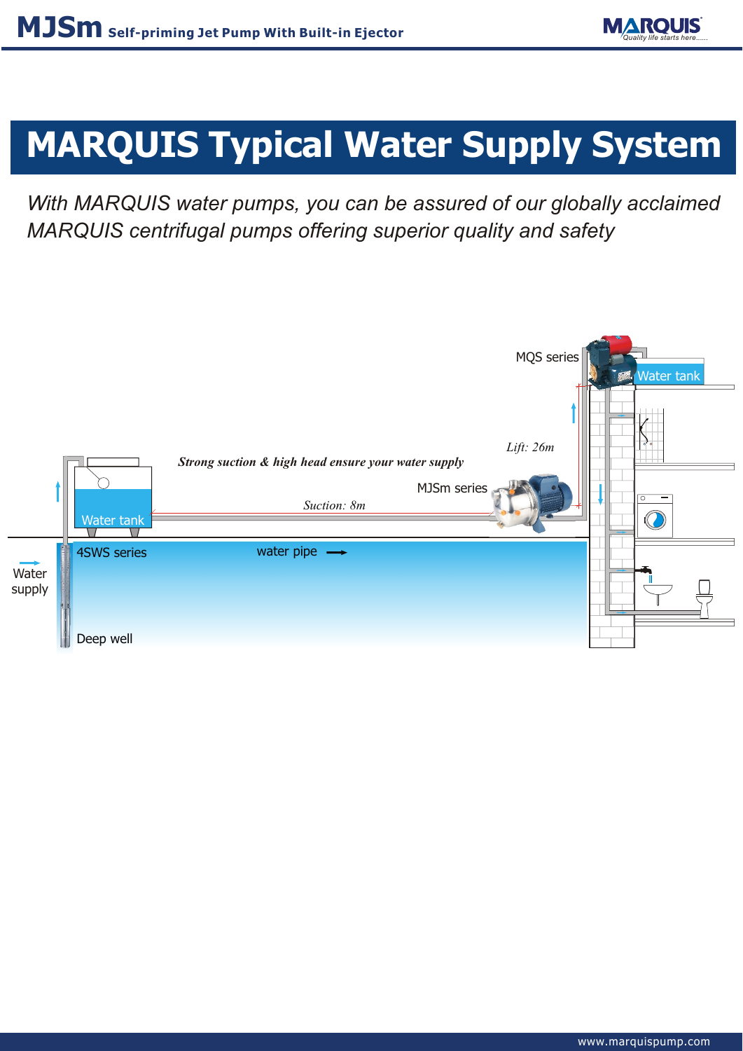# MARQUIS Typical Water Supply System

*With MARQUIS water pumps, you can be assured of our globally acclaimed MARQUIS centrifugal pumps offering superior quality and safety*

MQS series

Water tank

Lift: 26m

*Strong suction & high head ensure your water supply*

MJSm series

Suction: 8m

Water tank

4SWS series

water pipe

Water supply

Deep well